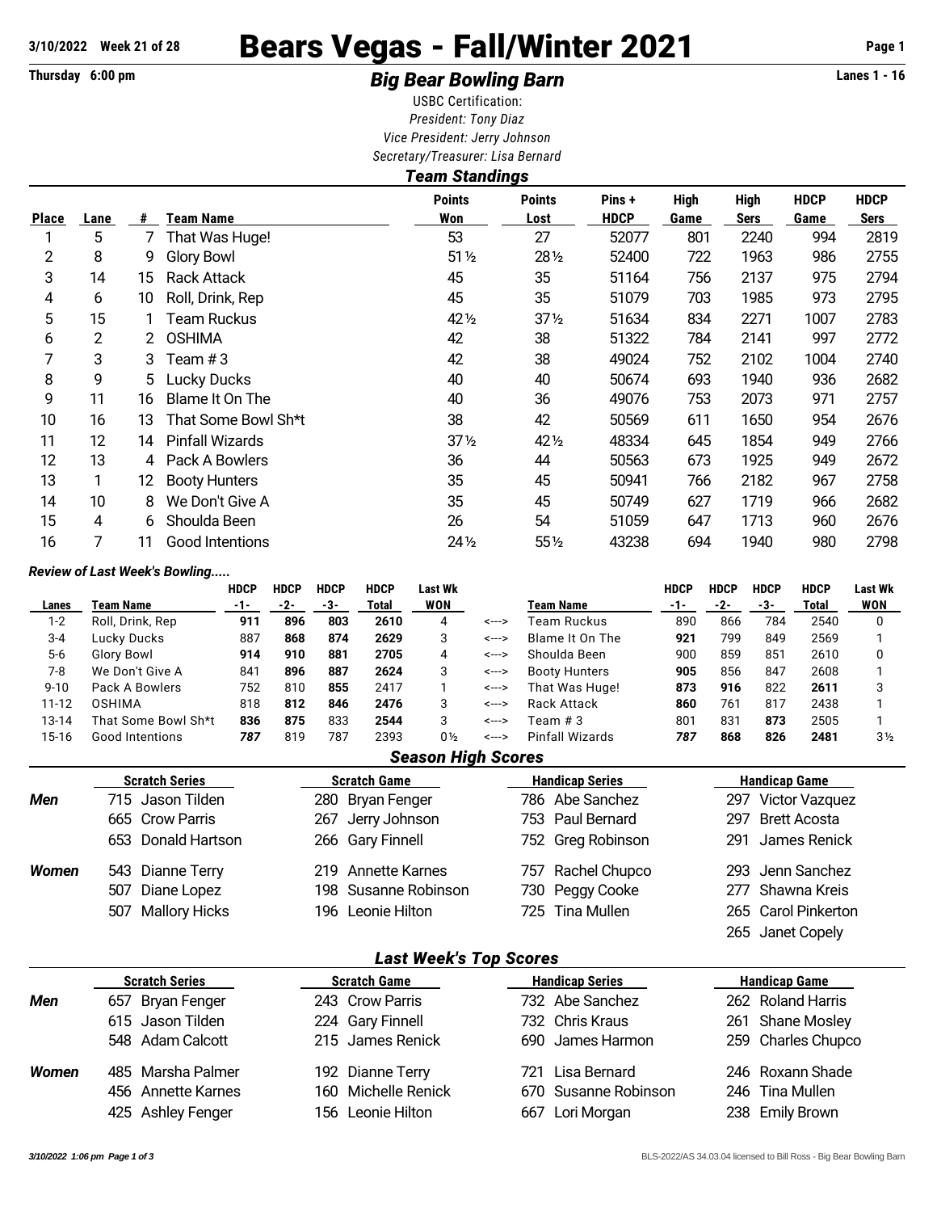3/10/2022 Week 21 of 28

# Bears Vegas - Fall/Winter 2021

Thursday 6:00 pm

## *Big Bear Bowling Barn*

Lanes 1 - 16

USBC Certification:
*President: Tony Diaz*
*Vice President: Jerry Johnson*
*Secretary/Treasurer: Lisa Bernard*

### *Team Standings*

| Place | Lane | # | Team Name | Points Won | Points Lost | Pins + HDCP | High Game | High Sers | HDCP Game | HDCP Sers |
|---|---|---|---|---|---|---|---|---|---|---|
| 1 | 5 | 7 | That Was Huge! | 53 | 27 | 52077 | 801 | 2240 | 994 | 2819 |
| 2 | 8 | 9 | Glory Bowl | 51½ | 28½ | 52400 | 722 | 1963 | 986 | 2755 |
| 3 | 14 | 15 | Rack Attack | 45 | 35 | 51164 | 756 | 2137 | 975 | 2794 |
| 4 | 6 | 10 | Roll, Drink, Rep | 45 | 35 | 51079 | 703 | 1985 | 973 | 2795 |
| 5 | 15 | 1 | Team Ruckus | 42½ | 37½ | 51634 | 834 | 2271 | 1007 | 2783 |
| 6 | 2 | 2 | OSHIMA | 42 | 38 | 51322 | 784 | 2141 | 997 | 2772 |
| 7 | 3 | 3 | Team # 3 | 42 | 38 | 49024 | 752 | 2102 | 1004 | 2740 |
| 8 | 9 | 5 | Lucky Ducks | 40 | 40 | 50674 | 693 | 1940 | 936 | 2682 |
| 9 | 11 | 16 | Blame It On The | 40 | 36 | 49076 | 753 | 2073 | 971 | 2757 |
| 10 | 16 | 13 | That Some Bowl Sh*t | 38 | 42 | 50569 | 611 | 1650 | 954 | 2676 |
| 11 | 12 | 14 | Pinfall Wizards | 37½ | 42½ | 48334 | 645 | 1854 | 949 | 2766 |
| 12 | 13 | 4 | Pack A Bowlers | 36 | 44 | 50563 | 673 | 1925 | 949 | 2672 |
| 13 | 1 | 12 | Booty Hunters | 35 | 45 | 50941 | 766 | 2182 | 967 | 2758 |
| 14 | 10 | 8 | We Don't Give A | 35 | 45 | 50749 | 627 | 1719 | 966 | 2682 |
| 15 | 4 | 6 | Shoulda Been | 26 | 54 | 51059 | 647 | 1713 | 960 | 2676 |
| 16 | 7 | 11 | Good Intentions | 24½ | 55½ | 43238 | 694 | 1940 | 980 | 2798 |

*Review of Last Week's Bowling.....*

| Lanes | Team Name | HDCP -1- | HDCP -2- | HDCP -3- | HDCP Total | Last Wk WON | | Team Name | HDCP -1- | HDCP -2- | HDCP -3- | HDCP Total | Last Wk WON |
|---|---|---|---|---|---|---|---|---|---|---|---|---|---|
| 1-2 | Roll, Drink, Rep | **911** | **896** | **803** | **2610** | 4 | <---> | Team Ruckus | 890 | 866 | 784 | 2540 | 0 |
| 3-4 | Lucky Ducks | 887 | **868** | **874** | **2629** | 3 | <---> | Blame It On The | **921** | 799 | 849 | 2569 | 1 |
| 5-6 | Glory Bowl | **914** | **910** | **881** | **2705** | 4 | <---> | Shoulda Been | 900 | 859 | 851 | 2610 | 0 |
| 7-8 | We Don't Give A | 841 | **896** | **887** | **2624** | 3 | <---> | Booty Hunters | **905** | 856 | 847 | 2608 | 1 |
| 9-10 | Pack A Bowlers | 752 | 810 | **855** | 2417 | 1 | <---> | That Was Huge! | **873** | **916** | 822 | **2611** | 3 |
| 11-12 | OSHIMA | 818 | **812** | **846** | **2476** | 3 | <---> | Rack Attack | **860** | 761 | 817 | 2438 | 1 |
| 13-14 | That Some Bowl Sh*t | **836** | **875** | 833 | **2544** | 3 | <---> | Team # 3 | 801 | 831 | **873** | 2505 | 1 |
| 15-16 | Good Intentions | ***787*** | 819 | 787 | 2393 | 0½ | <---> | Pinfall Wizards | ***787*** | **868** | **826** | **2481** | 3½ |

### *Season High Scores*

| | Scratch Series | Scratch Game | Handicap Series | Handicap Game |
|---|---|---|---|---|
| **Men** | 715 Jason Tilden | 280 Bryan Fenger | 786 Abe Sanchez | 297 Victor Vazquez |
| | 665 Crow Parris | 267 Jerry Johnson | 753 Paul Bernard | 297 Brett Acosta |
| | 653 Donald Hartson | 266 Gary Finnell | 752 Greg Robinson | 291 James Renick |
| **Women** | 543 Dianne Terry | 219 Annette Karnes | 757 Rachel Chupco | 293 Jenn Sanchez |
| | 507 Diane Lopez | 198 Susanne Robinson | 730 Peggy Cooke | 277 Shawna Kreis |
| | 507 Mallory Hicks | 196 Leonie Hilton | 725 Tina Mullen | 265 Carol Pinkerton |
| | | | | 265 Janet Copely |

### *Last Week's Top Scores*

| | Scratch Series | Scratch Game | Handicap Series | Handicap Game |
|---|---|---|---|---|
| **Men** | 657 Bryan Fenger | 243 Crow Parris | 732 Abe Sanchez | 262 Roland Harris |
| | 615 Jason Tilden | 224 Gary Finnell | 732 Chris Kraus | 261 Shane Mosley |
| | 548 Adam Calcott | 215 James Renick | 690 James Harmon | 259 Charles Chupco |
| **Women** | 485 Marsha Palmer | 192 Dianne Terry | 721 Lisa Bernard | 246 Roxann Shade |
| | 456 Annette Karnes | 160 Michelle Renick | 670 Susanne Robinson | 246 Tina Mullen |
| | 425 Ashley Fenger | 156 Leonie Hilton | 667 Lori Morgan | 238 Emily Brown |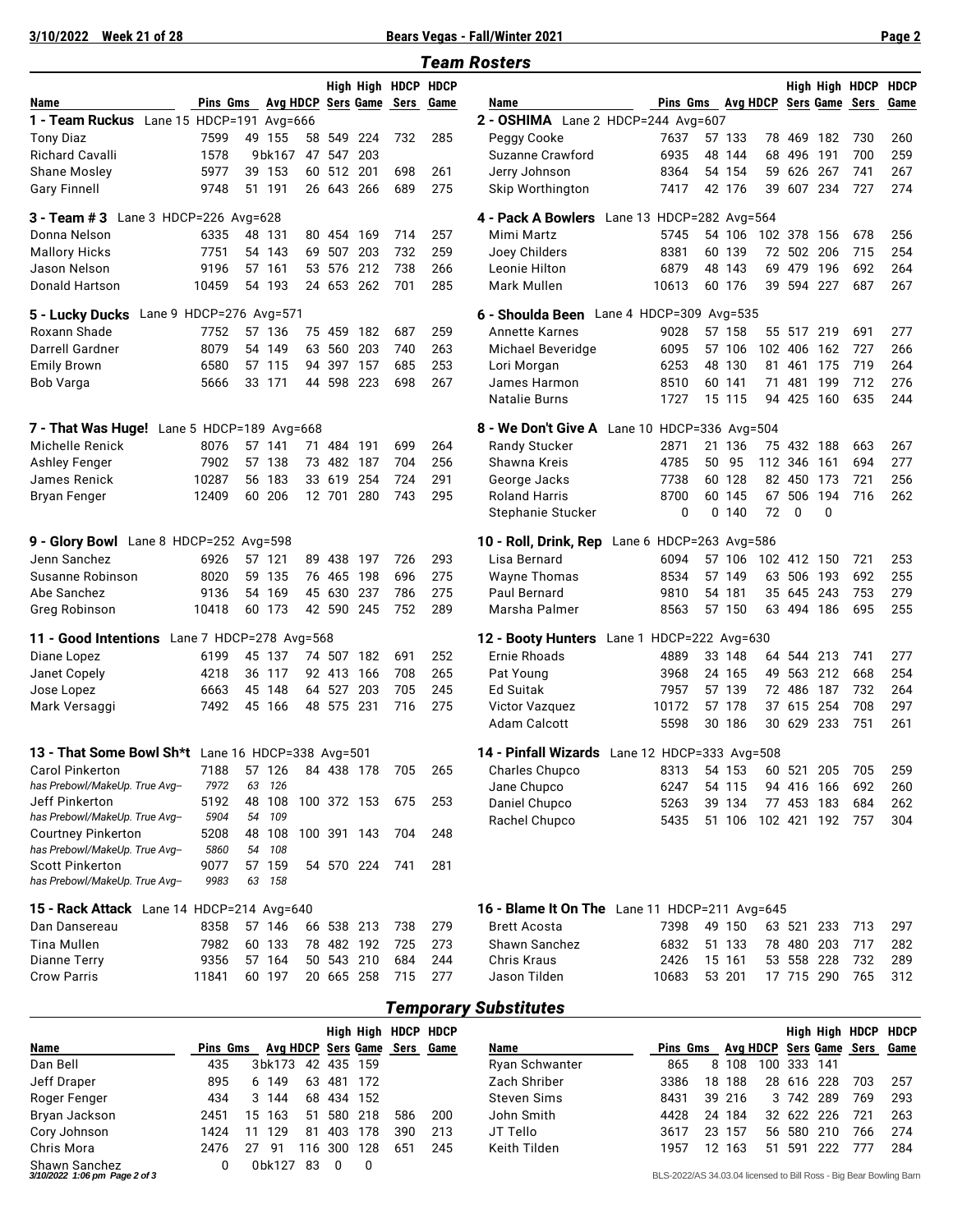# Team Rosters

| Name | Pins | Gms | Avg | HDCP | High Sers | High Game | HDCP Sers | HDCP Game |
|---|---|---|---|---|---|---|---|---|
| **1 - Team Ruckus** Lane 15 HDCP=191 Avg=666 | | | | | | | | |
| Tony Diaz | 7599 | 49 | 155 | 58 | 549 | 224 | 732 | 285 |
| Richard Cavalli | 1578 | 9 | bk167 | 47 | 547 | 203 | | |
| Shane Mosley | 5977 | 39 | 153 | 60 | 512 | 201 | 698 | 261 |
| Gary Finnell | 9748 | 51 | 191 | 26 | 643 | 266 | 689 | 275 |
| **2 - OSHIMA** Lane 2 HDCP=244 Avg=607 | | | | | | | | |
| Peggy Cooke | 7637 | 57 | 133 | 78 | 469 | 182 | 730 | 260 |
| Suzanne Crawford | 6935 | 48 | 144 | 68 | 496 | 191 | 700 | 259 |
| Jerry Johnson | 8364 | 54 | 154 | 59 | 626 | 267 | 741 | 267 |
| Skip Worthington | 7417 | 42 | 176 | 39 | 607 | 234 | 727 | 274 |
| **3 - Team # 3** Lane 3 HDCP=226 Avg=628 | | | | | | | | |
| Donna Nelson | 6335 | 48 | 131 | 80 | 454 | 169 | 714 | 257 |
| Mallory Hicks | 7751 | 54 | 143 | 69 | 507 | 203 | 732 | 259 |
| Jason Nelson | 9196 | 57 | 161 | 53 | 576 | 212 | 738 | 266 |
| Donald Hartson | 10459 | 54 | 193 | 24 | 653 | 262 | 701 | 285 |
| **4 - Pack A Bowlers** Lane 13 HDCP=282 Avg=564 | | | | | | | | |
| Mimi Martz | 5745 | 54 | 106 | 102 | 378 | 156 | 678 | 256 |
| Joey Childers | 8381 | 60 | 139 | 72 | 502 | 206 | 715 | 254 |
| Leonie Hilton | 6879 | 48 | 143 | 69 | 479 | 196 | 692 | 264 |
| Mark Mullen | 10613 | 60 | 176 | 39 | 594 | 227 | 687 | 267 |
| **5 - Lucky Ducks** Lane 9 HDCP=276 Avg=571 | | | | | | | | |
| Roxann Shade | 7752 | 57 | 136 | 75 | 459 | 182 | 687 | 259 |
| Darrell Gardner | 8079 | 54 | 149 | 63 | 560 | 203 | 740 | 263 |
| Emily Brown | 6580 | 57 | 115 | 94 | 397 | 157 | 685 | 253 |
| Bob Varga | 5666 | 33 | 171 | 44 | 598 | 223 | 698 | 267 |
| **6 - Shoulda Been** Lane 4 HDCP=309 Avg=535 | | | | | | | | |
| Annette Karnes | 9028 | 57 | 158 | 55 | 517 | 219 | 691 | 277 |
| Michael Beveridge | 6095 | 57 | 106 | 102 | 406 | 162 | 727 | 266 |
| Lori Morgan | 6253 | 48 | 130 | 81 | 461 | 175 | 719 | 264 |
| James Harmon | 8510 | 60 | 141 | 71 | 481 | 199 | 712 | 276 |
| Natalie Burns | 1727 | 15 | 115 | 94 | 425 | 160 | 635 | 244 |
| **7 - That Was Huge!** Lane 5 HDCP=189 Avg=668 | | | | | | | | |
| Michelle Renick | 8076 | 57 | 141 | 71 | 484 | 191 | 699 | 264 |
| Ashley Fenger | 7902 | 57 | 138 | 73 | 482 | 187 | 704 | 256 |
| James Renick | 10287 | 56 | 183 | 33 | 619 | 254 | 724 | 291 |
| Bryan Fenger | 12409 | 60 | 206 | 12 | 701 | 280 | 743 | 295 |
| **8 - We Don't Give A** Lane 10 HDCP=336 Avg=504 | | | | | | | | |
| Randy Stucker | 2871 | 21 | 136 | 75 | 432 | 188 | 663 | 267 |
| Shawna Kreis | 4785 | 50 | 95 | 112 | 346 | 161 | 694 | 277 |
| George Jacks | 7738 | 60 | 128 | 82 | 450 | 173 | 721 | 256 |
| Roland Harris | 8700 | 60 | 145 | 67 | 506 | 194 | 716 | 262 |
| Stephanie Stucker | 0 | 0 | 140 | 72 | 0 | 0 | | |
| **9 - Glory Bowl** Lane 8 HDCP=252 Avg=598 | | | | | | | | |
| Jenn Sanchez | 6926 | 57 | 121 | 89 | 438 | 197 | 726 | 293 |
| Susanne Robinson | 8020 | 59 | 135 | 76 | 465 | 198 | 696 | 275 |
| Abe Sanchez | 9136 | 54 | 169 | 45 | 630 | 237 | 786 | 275 |
| Greg Robinson | 10418 | 60 | 173 | 42 | 590 | 245 | 752 | 289 |
| **10 - Roll, Drink, Rep** Lane 6 HDCP=263 Avg=586 | | | | | | | | |
| Lisa Bernard | 6094 | 57 | 106 | 102 | 412 | 150 | 721 | 253 |
| Wayne Thomas | 8534 | 57 | 149 | 63 | 506 | 193 | 692 | 255 |
| Paul Bernard | 9810 | 54 | 181 | 35 | 645 | 243 | 753 | 279 |
| Marsha Palmer | 8563 | 57 | 150 | 63 | 494 | 186 | 695 | 255 |
| **11 - Good Intentions** Lane 7 HDCP=278 Avg=568 | | | | | | | | |
| Diane Lopez | 6199 | 45 | 137 | 74 | 507 | 182 | 691 | 252 |
| Janet Copely | 4218 | 36 | 117 | 92 | 413 | 166 | 708 | 265 |
| Jose Lopez | 6663 | 45 | 148 | 64 | 527 | 203 | 705 | 245 |
| Mark Versaggi | 7492 | 45 | 166 | 48 | 575 | 231 | 716 | 275 |
| **12 - Booty Hunters** Lane 1 HDCP=222 Avg=630 | | | | | | | | |
| Ernie Rhoads | 4889 | 33 | 148 | 64 | 544 | 213 | 741 | 277 |
| Pat Young | 3968 | 24 | 165 | 49 | 563 | 212 | 668 | 254 |
| Ed Suitak | 7957 | 57 | 139 | 72 | 486 | 187 | 732 | 264 |
| Victor Vazquez | 10172 | 57 | 178 | 37 | 615 | 254 | 708 | 297 |
| Adam Calcott | 5598 | 30 | 186 | 30 | 629 | 233 | 751 | 261 |
| **13 - That Some Bowl Sh*t** Lane 16 HDCP=338 Avg=501 | | | | | | | | |
| Carol Pinkerton | 7188 | 57 | 126 | 84 | 438 | 178 | 705 | 265 |
| *has Prebowl/MakeUp. True Avg--* | *7972* | *63* | *126* | | | | | |
| Jeff Pinkerton | 5192 | 48 | 108 | 100 | 372 | 153 | 675 | 253 |
| *has Prebowl/MakeUp. True Avg--* | *5904* | *54* | *109* | | | | | |
| Courtney Pinkerton | 5208 | 48 | 108 | 100 | 391 | 143 | 704 | 248 |
| *has Prebowl/MakeUp. True Avg--* | *5860* | *54* | *108* | | | | | |
| Scott Pinkerton | 9077 | 57 | 159 | 54 | 570 | 224 | 741 | 281 |
| *has Prebowl/MakeUp. True Avg--* | *9983* | *63* | *158* | | | | | |
| **14 - Pinfall Wizards** Lane 12 HDCP=333 Avg=508 | | | | | | | | |
| Charles Chupco | 8313 | 54 | 153 | 60 | 521 | 205 | 705 | 259 |
| Jane Chupco | 6247 | 54 | 115 | 94 | 416 | 166 | 692 | 260 |
| Daniel Chupco | 5263 | 39 | 134 | 77 | 453 | 183 | 684 | 262 |
| Rachel Chupco | 5435 | 51 | 106 | 102 | 421 | 192 | 757 | 304 |
| **15 - Rack Attack** Lane 14 HDCP=214 Avg=640 | | | | | | | | |
| Dan Dansereau | 8358 | 57 | 146 | 66 | 538 | 213 | 738 | 279 |
| Tina Mullen | 7982 | 60 | 133 | 78 | 482 | 192 | 725 | 273 |
| Dianne Terry | 9356 | 57 | 164 | 50 | 543 | 210 | 684 | 244 |
| Crow Parris | 11841 | 60 | 197 | 20 | 665 | 258 | 715 | 277 |
| **16 - Blame It On The** Lane 11 HDCP=211 Avg=645 | | | | | | | | |
| Brett Acosta | 7398 | 49 | 150 | 63 | 521 | 233 | 713 | 297 |
| Shawn Sanchez | 6832 | 51 | 133 | 78 | 480 | 203 | 717 | 282 |
| Chris Kraus | 2426 | 15 | 161 | 53 | 558 | 228 | 732 | 289 |
| Jason Tilden | 10683 | 53 | 201 | 17 | 715 | 290 | 765 | 312 |

# Temporary Substitutes

| Name | Pins | Gms | Avg | HDCP | High Sers | High Game | HDCP Sers | HDCP Game |
|---|---|---|---|---|---|---|---|---|
| Dan Bell | 435 | 3 | bk173 | 42 | 435 | 159 | | |
| Jeff Draper | 895 | 6 | 149 | 63 | 481 | 172 | | |
| Roger Fenger | 434 | 3 | 144 | 68 | 434 | 152 | | |
| Bryan Jackson | 2451 | 15 | 163 | 51 | 580 | 218 | 586 | 200 |
| Cory Johnson | 1424 | 11 | 129 | 81 | 403 | 178 | 390 | 213 |
| Chris Mora | 2476 | 27 | 91 | 116 | 300 | 128 | 651 | 245 |
| Shawn Sanchez | 0 | 0 | bk127 | 83 | 0 | 0 | | |
| Ryan Schwanter | 865 | 8 | 108 | 100 | 333 | 141 | | |
| Zach Shriber | 3386 | 18 | 188 | 28 | 616 | 228 | 703 | 257 |
| Steven Sims | 8431 | 39 | 216 | 3 | 742 | 289 | 769 | 293 |
| John Smith | 4428 | 24 | 184 | 32 | 622 | 226 | 721 | 263 |
| JT Tello | 3617 | 23 | 157 | 56 | 580 | 210 | 766 | 274 |
| Keith Tilden | 1957 | 12 | 163 | 51 | 591 | 222 | 777 | 284 |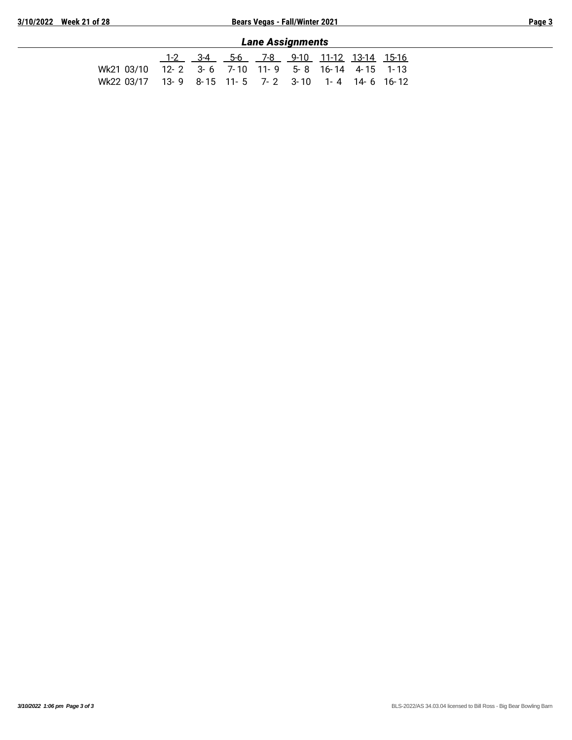## *Lane Assignments*

| | 1-2 | 3-4 | 5-6 | 7-8 | 9-10 | 11-12 | 13-14 | 15-16 |
|---|---|---|---|---|---|---|---|---|
| Wk21 03/10 | 12- 2 | 3- 6 | 7- 10 | 11- 9 | 5- 8 | 16- 14 | 4- 15 | 1- 13 |
| Wk22 03/17 | 13- 9 | 8- 15 | 11- 5 | 7- 2 | 3- 10 | 1- 4 | 14- 6 | 16- 12 |